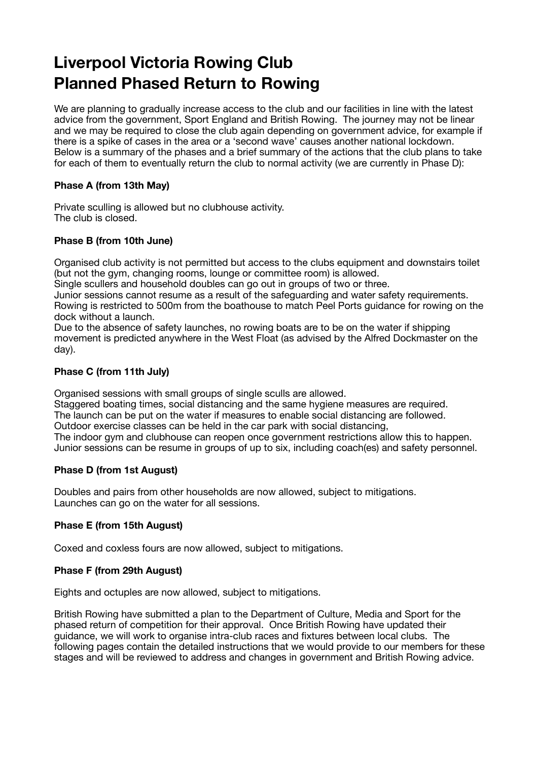# Liverpool Victoria Rowing Club
# Planned Phased Return to Rowing

We are planning to gradually increase access to the club and our facilities in line with the latest advice from the government, Sport England and British Rowing. The journey may not be linear and we may be required to close the club again depending on government advice, for example if there is a spike of cases in the area or a 'second wave' causes another national lockdown. Below is a summary of the phases and a brief summary of the actions that the club plans to take for each of them to eventually return the club to normal activity (we are currently in Phase D):

**Phase A (from 13th May)**

Private sculling is allowed but no clubhouse activity.
The club is closed.

**Phase B (from 10th June)**

Organised club activity is not permitted but access to the clubs equipment and downstairs toilet (but not the gym, changing rooms, lounge or committee room) is allowed.
Single scullers and household doubles can go out in groups of two or three.
Junior sessions cannot resume as a result of the safeguarding and water safety requirements.
Rowing is restricted to 500m from the boathouse to match Peel Ports guidance for rowing on the dock without a launch.
Due to the absence of safety launches, no rowing boats are to be on the water if shipping movement is predicted anywhere in the West Float (as advised by the Alfred Dockmaster on the day).

**Phase C (from 11th July)**

Organised sessions with small groups of single sculls are allowed.
Staggered boating times, social distancing and the same hygiene measures are required.
The launch can be put on the water if measures to enable social distancing are followed.
Outdoor exercise classes can be held in the car park with social distancing,
The indoor gym and clubhouse can reopen once government restrictions allow this to happen.
Junior sessions can be resume in groups of up to six, including coach(es) and safety personnel.

**Phase D (from 1st August)**

Doubles and pairs from other households are now allowed, subject to mitigations.
Launches can go on the water for all sessions.

**Phase E (from 15th August)**

Coxed and coxless fours are now allowed, subject to mitigations.

**Phase F (from 29th August)**

Eights and octuples are now allowed, subject to mitigations.

British Rowing have submitted a plan to the Department of Culture, Media and Sport for the phased return of competition for their approval. Once British Rowing have updated their guidance, we will work to organise intra-club races and fixtures between local clubs. The following pages contain the detailed instructions that we would provide to our members for these stages and will be reviewed to address and changes in government and British Rowing advice.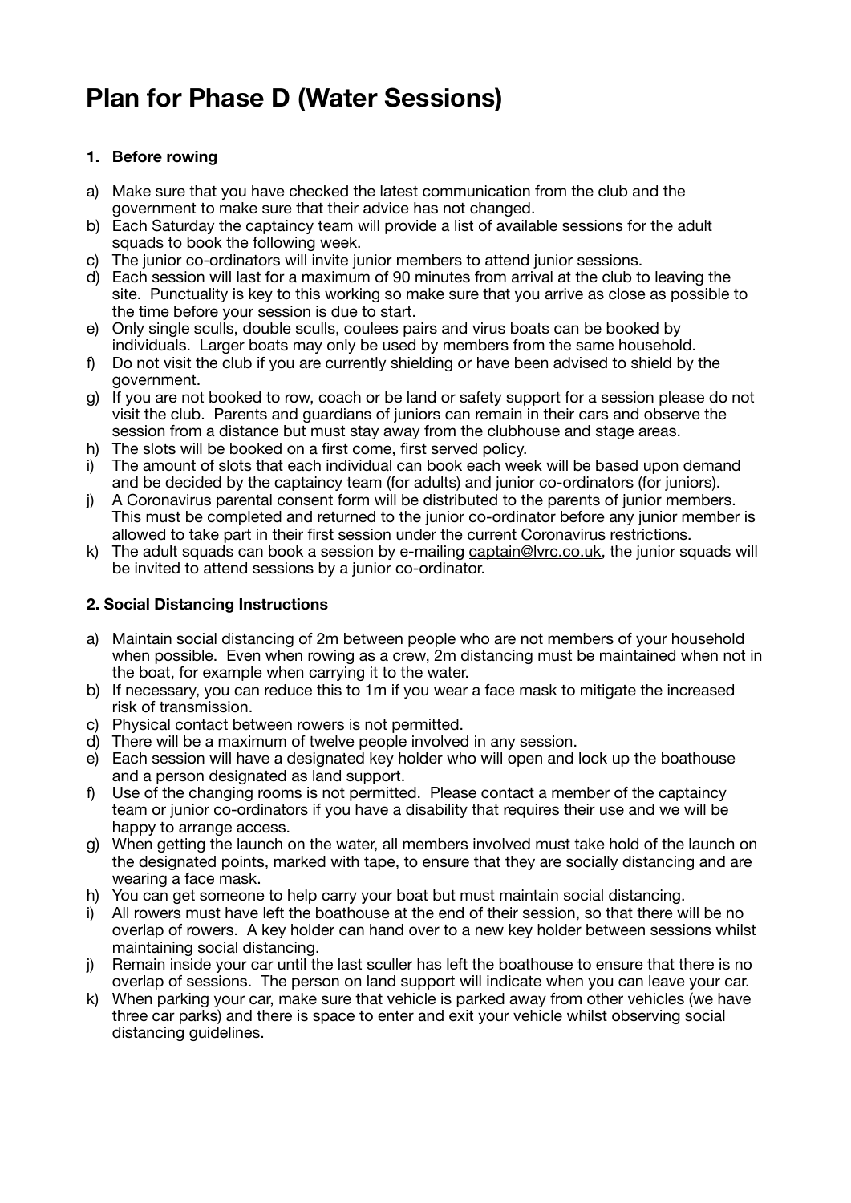# Plan for Phase D (Water Sessions)

### 1. Before rowing

a) Make sure that you have checked the latest communication from the club and the government to make sure that their advice has not changed.
b) Each Saturday the captaincy team will provide a list of available sessions for the adult squads to book the following week.
c) The junior co-ordinators will invite junior members to attend junior sessions.
d) Each session will last for a maximum of 90 minutes from arrival at the club to leaving the site. Punctuality is key to this working so make sure that you arrive as close as possible to the time before your session is due to start.
e) Only single sculls, double sculls, coulees pairs and virus boats can be booked by individuals. Larger boats may only be used by members from the same household.
f) Do not visit the club if you are currently shielding or have been advised to shield by the government.
g) If you are not booked to row, coach or be land or safety support for a session please do not visit the club. Parents and guardians of juniors can remain in their cars and observe the session from a distance but must stay away from the clubhouse and stage areas.
h) The slots will be booked on a first come, first served policy.
i) The amount of slots that each individual can book each week will be based upon demand and be decided by the captaincy team (for adults) and junior co-ordinators (for juniors).
j) A Coronavirus parental consent form will be distributed to the parents of junior members. This must be completed and returned to the junior co-ordinator before any junior member is allowed to take part in their first session under the current Coronavirus restrictions.
k) The adult squads can book a session by e-mailing captain@lvrc.co.uk, the junior squads will be invited to attend sessions by a junior co-ordinator.

### 2. Social Distancing Instructions

a) Maintain social distancing of 2m between people who are not members of your household when possible. Even when rowing as a crew, 2m distancing must be maintained when not in the boat, for example when carrying it to the water.
b) If necessary, you can reduce this to 1m if you wear a face mask to mitigate the increased risk of transmission.
c) Physical contact between rowers is not permitted.
d) There will be a maximum of twelve people involved in any session.
e) Each session will have a designated key holder who will open and lock up the boathouse and a person designated as land support.
f) Use of the changing rooms is not permitted. Please contact a member of the captaincy team or junior co-ordinators if you have a disability that requires their use and we will be happy to arrange access.
g) When getting the launch on the water, all members involved must take hold of the launch on the designated points, marked with tape, to ensure that they are socially distancing and are wearing a face mask.
h) You can get someone to help carry your boat but must maintain social distancing.
i) All rowers must have left the boathouse at the end of their session, so that there will be no overlap of rowers. A key holder can hand over to a new key holder between sessions whilst maintaining social distancing.
j) Remain inside your car until the last sculler has left the boathouse to ensure that there is no overlap of sessions. The person on land support will indicate when you can leave your car.
k) When parking your car, make sure that vehicle is parked away from other vehicles (we have three car parks) and there is space to enter and exit your vehicle whilst observing social distancing guidelines.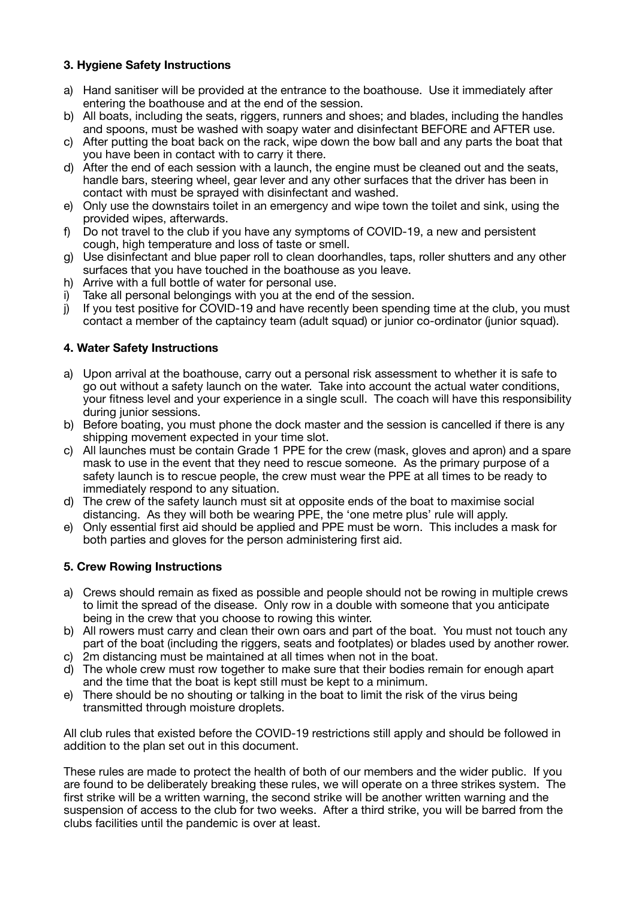**3. Hygiene Safety Instructions**

a) Hand sanitiser will be provided at the entrance to the boathouse. Use it immediately after entering the boathouse and at the end of the session.
b) All boats, including the seats, riggers, runners and shoes; and blades, including the handles and spoons, must be washed with soapy water and disinfectant BEFORE and AFTER use.
c) After putting the boat back on the rack, wipe down the bow ball and any parts the boat that you have been in contact with to carry it there.
d) After the end of each session with a launch, the engine must be cleaned out and the seats, handle bars, steering wheel, gear lever and any other surfaces that the driver has been in contact with must be sprayed with disinfectant and washed.
e) Only use the downstairs toilet in an emergency and wipe town the toilet and sink, using the provided wipes, afterwards.
f) Do not travel to the club if you have any symptoms of COVID-19, a new and persistent cough, high temperature and loss of taste or smell.
g) Use disinfectant and blue paper roll to clean doorhandles, taps, roller shutters and any other surfaces that you have touched in the boathouse as you leave.
h) Arrive with a full bottle of water for personal use.
i) Take all personal belongings with you at the end of the session.
j) If you test positive for COVID-19 and have recently been spending time at the club, you must contact a member of the captaincy team (adult squad) or junior co-ordinator (junior squad).

**4. Water Safety Instructions**

a) Upon arrival at the boathouse, carry out a personal risk assessment to whether it is safe to go out without a safety launch on the water. Take into account the actual water conditions, your fitness level and your experience in a single scull. The coach will have this responsibility during junior sessions.
b) Before boating, you must phone the dock master and the session is cancelled if there is any shipping movement expected in your time slot.
c) All launches must be contain Grade 1 PPE for the crew (mask, gloves and apron) and a spare mask to use in the event that they need to rescue someone. As the primary purpose of a safety launch is to rescue people, the crew must wear the PPE at all times to be ready to immediately respond to any situation.
d) The crew of the safety launch must sit at opposite ends of the boat to maximise social distancing. As they will both be wearing PPE, the 'one metre plus' rule will apply.
e) Only essential first aid should be applied and PPE must be worn. This includes a mask for both parties and gloves for the person administering first aid.

**5. Crew Rowing Instructions**

a) Crews should remain as fixed as possible and people should not be rowing in multiple crews to limit the spread of the disease. Only row in a double with someone that you anticipate being in the crew that you choose to rowing this winter.
b) All rowers must carry and clean their own oars and part of the boat. You must not touch any part of the boat (including the riggers, seats and footplates) or blades used by another rower.
c) 2m distancing must be maintained at all times when not in the boat.
d) The whole crew must row together to make sure that their bodies remain for enough apart and the time that the boat is kept still must be kept to a minimum.
e) There should be no shouting or talking in the boat to limit the risk of the virus being transmitted through moisture droplets.

All club rules that existed before the COVID-19 restrictions still apply and should be followed in addition to the plan set out in this document.

These rules are made to protect the health of both of our members and the wider public. If you are found to be deliberately breaking these rules, we will operate on a three strikes system. The first strike will be a written warning, the second strike will be another written warning and the suspension of access to the club for two weeks. After a third strike, you will be barred from the clubs facilities until the pandemic is over at least.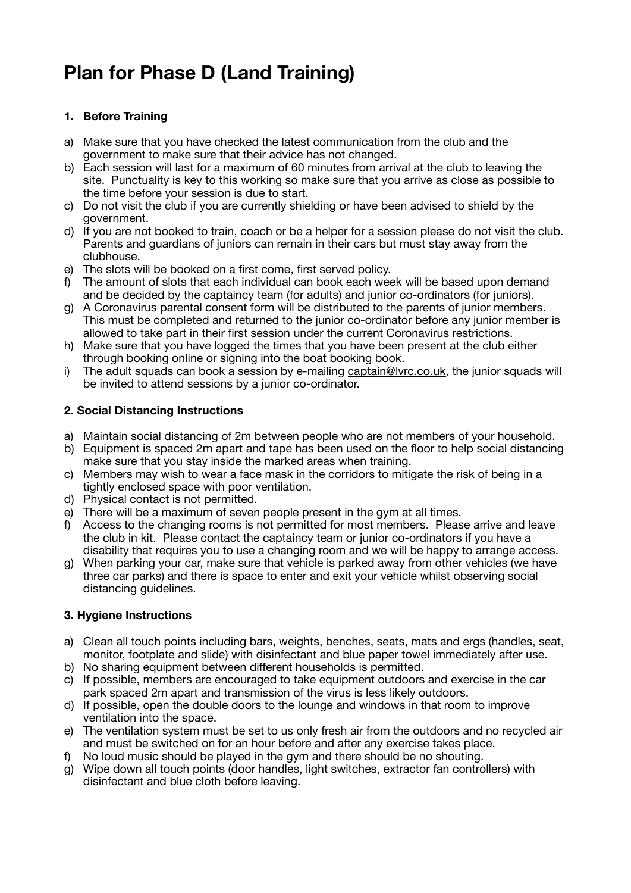# Plan for Phase D (Land Training)

### 1. Before Training

a) Make sure that you have checked the latest communication from the club and the government to make sure that their advice has not changed.
b) Each session will last for a maximum of 60 minutes from arrival at the club to leaving the site. Punctuality is key to this working so make sure that you arrive as close as possible to the time before your session is due to start.
c) Do not visit the club if you are currently shielding or have been advised to shield by the government.
d) If you are not booked to train, coach or be a helper for a session please do not visit the club. Parents and guardians of juniors can remain in their cars but must stay away from the clubhouse.
e) The slots will be booked on a first come, first served policy.
f) The amount of slots that each individual can book each week will be based upon demand and be decided by the captaincy team (for adults) and junior co-ordinators (for juniors).
g) A Coronavirus parental consent form will be distributed to the parents of junior members. This must be completed and returned to the junior co-ordinator before any junior member is allowed to take part in their first session under the current Coronavirus restrictions.
h) Make sure that you have logged the times that you have been present at the club either through booking online or signing into the boat booking book.
i) The adult squads can book a session by e-mailing captain@lvrc.co.uk, the junior squads will be invited to attend sessions by a junior co-ordinator.

### 2. Social Distancing Instructions

a) Maintain social distancing of 2m between people who are not members of your household.
b) Equipment is spaced 2m apart and tape has been used on the floor to help social distancing make sure that you stay inside the marked areas when training.
c) Members may wish to wear a face mask in the corridors to mitigate the risk of being in a tightly enclosed space with poor ventilation.
d) Physical contact is not permitted.
e) There will be a maximum of seven people present in the gym at all times.
f) Access to the changing rooms is not permitted for most members. Please arrive and leave the club in kit. Please contact the captaincy team or junior co-ordinators if you have a disability that requires you to use a changing room and we will be happy to arrange access.
g) When parking your car, make sure that vehicle is parked away from other vehicles (we have three car parks) and there is space to enter and exit your vehicle whilst observing social distancing guidelines.

### 3. Hygiene Instructions

a) Clean all touch points including bars, weights, benches, seats, mats and ergs (handles, seat, monitor, footplate and slide) with disinfectant and blue paper towel immediately after use.
b) No sharing equipment between different households is permitted.
c) If possible, members are encouraged to take equipment outdoors and exercise in the car park spaced 2m apart and transmission of the virus is less likely outdoors.
d) If possible, open the double doors to the lounge and windows in that room to improve ventilation into the space.
e) The ventilation system must be set to us only fresh air from the outdoors and no recycled air and must be switched on for an hour before and after any exercise takes place.
f) No loud music should be played in the gym and there should be no shouting.
g) Wipe down all touch points (door handles, light switches, extractor fan controllers) with disinfectant and blue cloth before leaving.